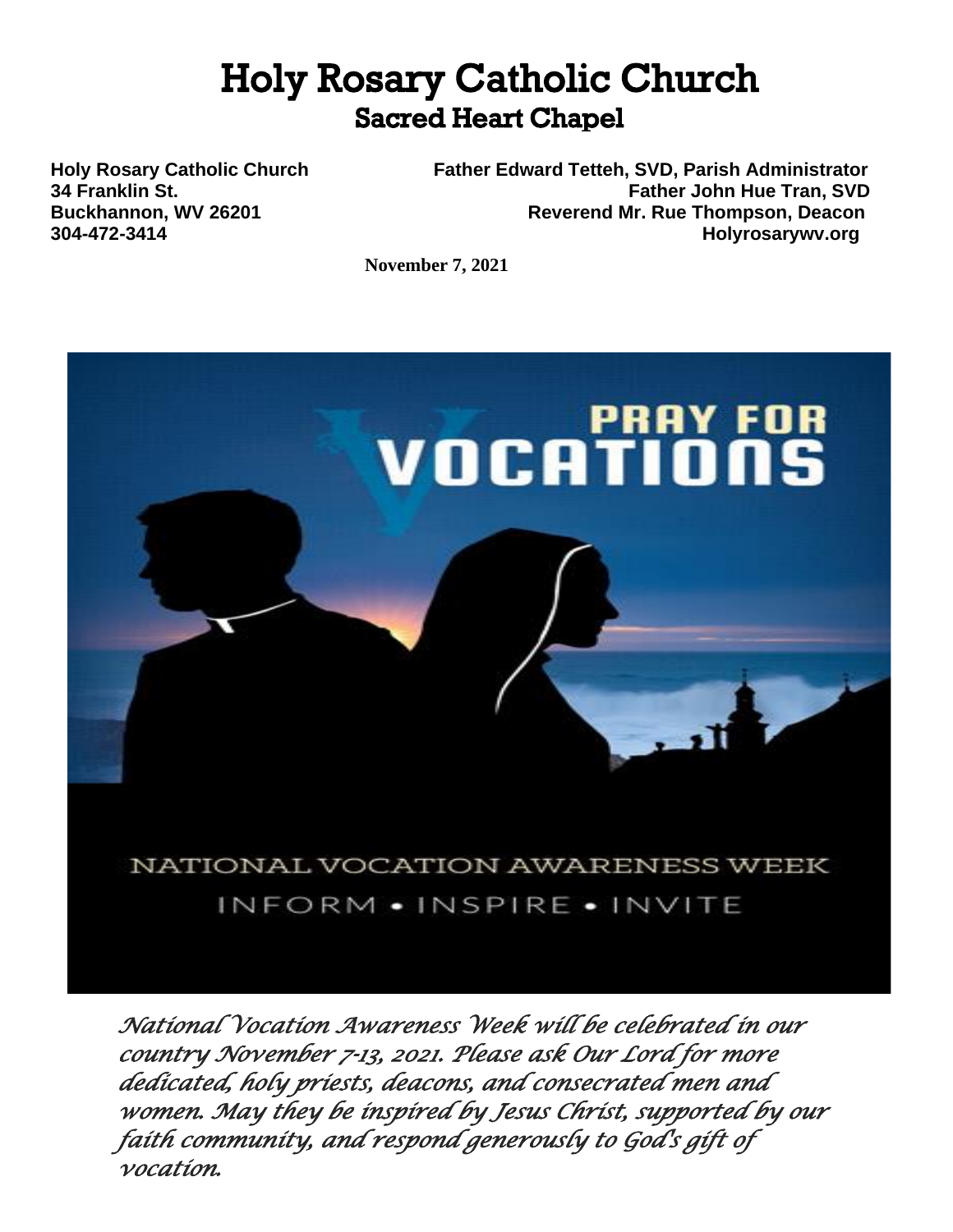# Holy Rosary Catholic Church

## Sacred Heart Chapel

**Holy Rosary Catholic Church**
**34 Franklin St.**
**Buckhannon, WV 26201**
**304-472-3414**

**Father Edward Tetteh, SVD, Parish Administrator**
**Father John Hue Tran, SVD**
**Reverend Mr. Rue Thompson, Deacon**
**Holyrosarywv.org**

**November 7, 2021**

PRAY FOR VOCATIONS

NATIONAL VOCATION AWARENESS WEEK

INFORM • INSPIRE • INVITE

*National Vocation Awareness Week will be celebrated in our country November 7-13, 2021. Please ask Our Lord for more dedicated, holy priests, deacons, and consecrated men and women. May they be inspired by Jesus Christ, supported by our faith community, and respond generously to God's gift of vocation.*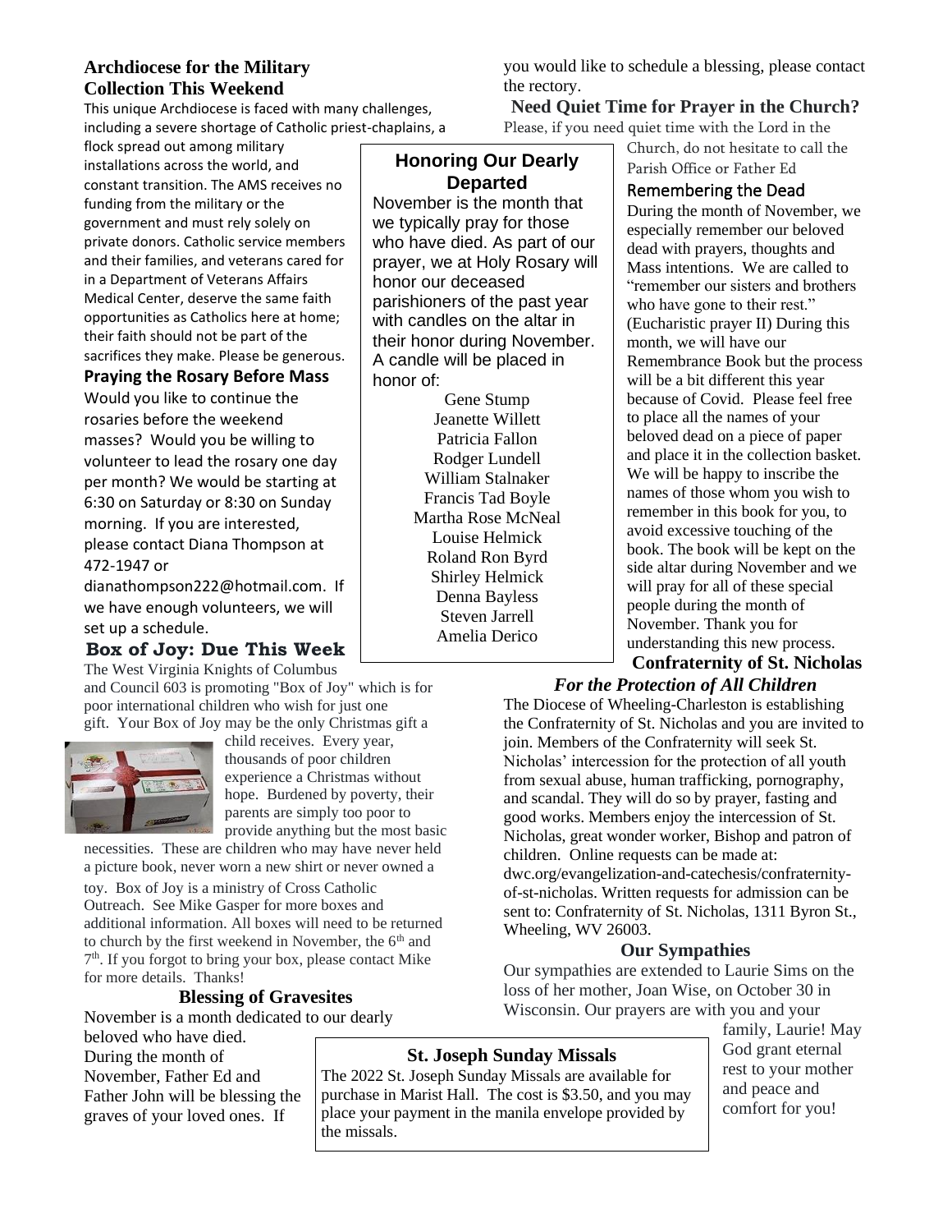## Archdiocese for the Military Collection This Weekend

This unique Archdiocese is faced with many challenges, including a severe shortage of Catholic priest-chaplains, a flock spread out among military installations across the world, and constant transition. The AMS receives no funding from the military or the government and must rely solely on private donors. Catholic service members and their families, and veterans cared for in a Department of Veterans Affairs Medical Center, deserve the same faith opportunities as Catholics here at home; their faith should not be part of the sacrifices they make. Please be generous.

## Praying the Rosary Before Mass

Would you like to continue the rosaries before the weekend masses? Would you be willing to volunteer to lead the rosary one day per month? We would be starting at 6:30 on Saturday or 8:30 on Sunday morning. If you are interested, please contact Diana Thompson at 472-1947 or dianathompson222@hotmail.com. If we have enough volunteers, we will set up a schedule.

## Box of Joy: Due This Week

The West Virginia Knights of Columbus and Council 603 is promoting "Box of Joy" which is for poor international children who wish for just one gift. Your Box of Joy may be the only Christmas gift a child receives. Every year, thousands of poor children experience a Christmas without hope. Burdened by poverty, their parents are simply too poor to provide anything but the most basic necessities. These are children who may have never held a picture book, never worn a new shirt or never owned a toy. Box of Joy is a ministry of Cross Catholic Outreach. See Mike Gasper for more boxes and additional information. All boxes will need to be returned to church by the first weekend in November, the 6th and 7th. If you forgot to bring your box, please contact Mike for more details. Thanks!

## Blessing of Gravesites

November is a month dedicated to our dearly beloved who have died. During the month of November, Father Ed and Father John will be blessing the graves of your loved ones. If you would like to schedule a blessing, please contact the rectory.

## Honoring Our Dearly Departed

November is the month that we typically pray for those who have died. As part of our prayer, we at Holy Rosary will honor our deceased parishioners of the past year with candles on the altar in their honor during November. A candle will be placed in honor of:

Gene Stump
Jeanette Willett
Patricia Fallon
Rodger Lundell
William Stalnaker
Francis Tad Boyle
Martha Rose McNeal
Louise Helmick
Roland Ron Byrd
Shirley Helmick
Denna Bayless
Steven Jarrell
Amelia Derico

## St. Joseph Sunday Missals

The 2022 St. Joseph Sunday Missals are available for purchase in Marist Hall. The cost is $3.50, and you may place your payment in the manila envelope provided by the missals.

## Need Quiet Time for Prayer in the Church?

Please, if you need quiet time with the Lord in the Church, do not hesitate to call the Parish Office or Father Ed

## Remembering the Dead

During the month of November, we especially remember our beloved dead with prayers, thoughts and Mass intentions. We are called to "remember our sisters and brothers who have gone to their rest." (Eucharistic prayer II) During this month, we will have our Remembrance Book but the process will be a bit different this year because of Covid. Please feel free to place all the names of your beloved dead on a piece of paper and place it in the collection basket. We will be happy to inscribe the names of those whom you wish to remember in this book for you, to avoid excessive touching of the book. The book will be kept on the side altar during November and we will pray for all of these special people during the month of November. Thank you for understanding this new process.

## Confraternity of St. Nicholas

***For the Protection of All Children***

The Diocese of Wheeling-Charleston is establishing the Confraternity of St. Nicholas and you are invited to join. Members of the Confraternity will seek St. Nicholas' intercession for the protection of all youth from sexual abuse, human trafficking, pornography, and scandal. They will do so by prayer, fasting and good works. Members enjoy the intercession of St. Nicholas, great wonder worker, Bishop and patron of children. Online requests can be made at: dwc.org/evangelization-and-catechesis/confraternity-of-st-nicholas. Written requests for admission can be sent to: Confraternity of St. Nicholas, 1311 Byron St., Wheeling, WV 26003.

## Our Sympathies

Our sympathies are extended to Laurie Sims on the loss of her mother, Joan Wise, on October 30 in Wisconsin. Our prayers are with you and your family, Laurie! May God grant eternal rest to your mother and peace and comfort for you!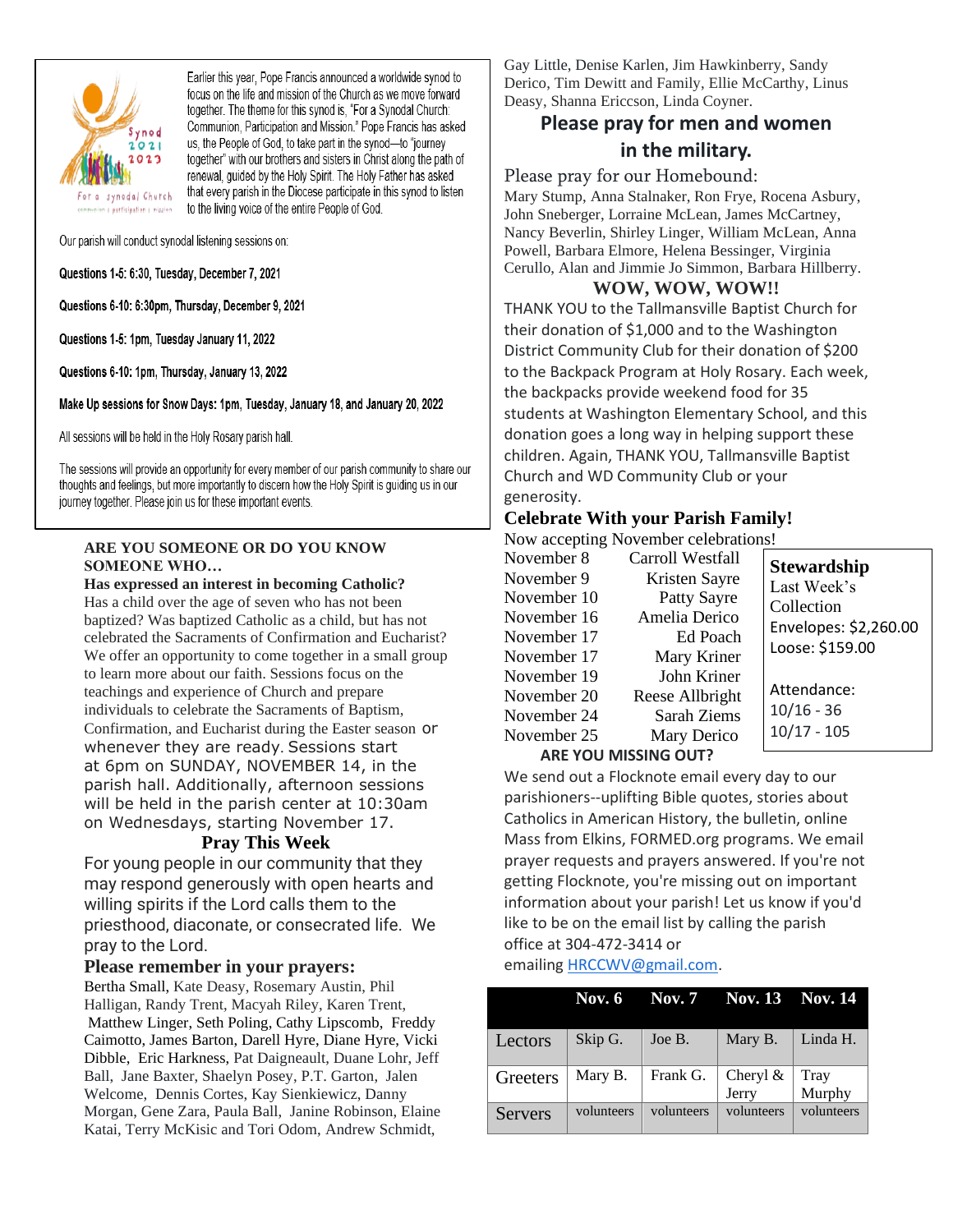Earlier this year, Pope Francis announced a worldwide synod to focus on the life and mission of the Church as we move forward together. The theme for this synod is, "For a Synodal Church: Communion, Participation and Mission." Pope Francis has asked us, the People of God, to take part in the synod—to "journey together" with our brothers and sisters in Christ along the path of renewal, guided by the Holy Spirit. The Holy Father has asked that every parish in the Diocese participate in this synod to listen to the living voice of the entire People of God.

Our parish will conduct synodal listening sessions on:

**Questions 1-5: 6:30, Tuesday, December 7, 2021**

**Questions 6-10: 6:30pm, Thursday, December 9, 2021**

**Questions 1-5: 1pm, Tuesday January 11, 2022**

**Questions 6-10: 1pm, Thursday, January 13, 2022**

**Make Up sessions for Snow Days: 1pm, Tuesday, January 18, and January 20, 2022**

All sessions will be held in the Holy Rosary parish hall.

The sessions will provide an opportunity for every member of our parish community to share our thoughts and feelings, but more importantly to discern how the Holy Spirit is guiding us in our journey together. Please join us for these important events.

**ARE YOU SOMEONE OR DO YOU KNOW SOMEONE WHO…**

**Has expressed an interest in becoming Catholic?** Has a child over the age of seven who has not been baptized? Was baptized Catholic as a child, but has not celebrated the Sacraments of Confirmation and Eucharist? We offer an opportunity to come together in a small group to learn more about our faith. Sessions focus on the teachings and experience of Church and prepare individuals to celebrate the Sacraments of Baptism, Confirmation, and Eucharist during the Easter season or whenever they are ready. Sessions start at 6pm on SUNDAY, NOVEMBER 14, in the parish hall. Additionally, afternoon sessions will be held in the parish center at 10:30am on Wednesdays, starting November 17.

## Pray This Week

For young people in our community that they may respond generously with open hearts and willing spirits if the Lord calls them to the priesthood, diaconate, or consecrated life. We pray to the Lord.

## Please remember in your prayers:

Bertha Small, Kate Deasy, Rosemary Austin, Phil Halligan, Randy Trent, Macyah Riley, Karen Trent, Matthew Linger, Seth Poling, Cathy Lipscomb, Freddy Caimotto, James Barton, Darell Hyre, Diane Hyre, Vicki Dibble, Eric Harkness, Pat Daigneault, Duane Lohr, Jeff Ball, Jane Baxter, Shaelyn Posey, P.T. Garton, Jalen Welcome, Dennis Cortes, Kay Sienkiewicz, Danny Morgan, Gene Zara, Paula Ball, Janine Robinson, Elaine Katai, Terry McKisic and Tori Odom, Andrew Schmidt, Gay Little, Denise Karlen, Jim Hawkinberry, Sandy Derico, Tim Dewitt and Family, Ellie McCarthy, Linus Deasy, Shanna Ericcson, Linda Coyner.

## Please pray for men and women in the military.

Please pray for our Homebound:
Mary Stump, Anna Stalnaker, Ron Frye, Rocena Asbury, John Sneberger, Lorraine McLean, James McCartney, Nancy Beverlin, Shirley Linger, William McLean, Anna Powell, Barbara Elmore, Helena Bessinger, Virginia Cerullo, Alan and Jimmie Jo Simmon, Barbara Hillberry.

## WOW, WOW, WOW!!

THANK YOU to the Tallmansville Baptist Church for their donation of $1,000 and to the Washington District Community Club for their donation of $200 to the Backpack Program at Holy Rosary. Each week, the backpacks provide weekend food for 35 students at Washington Elementary School, and this donation goes a long way in helping support these children. Again, THANK YOU, Tallmansville Baptist Church and WD Community Club or your generosity.

## Celebrate With your Parish Family!

Now accepting November celebrations!

| | |
|---|---|
| November 8 | Carroll Westfall |
| November 9 | Kristen Sayre |
| November 10 | Patty Sayre |
| November 16 | Amelia Derico |
| November 17 | Ed Poach |
| November 17 | Mary Kriner |
| November 19 | John Kriner |
| November 20 | Reese Allbright |
| November 24 | Sarah Ziems |
| November 25 | Mary Derico |

**Stewardship**
Last Week's Collection
Envelopes: $2,260.00
Loose: $159.00

Attendance:
10/16 - 36
10/17 - 105

**ARE YOU MISSING OUT?**

We send out a Flocknote email every day to our parishioners--uplifting Bible quotes, stories about Catholics in American History, the bulletin, online Mass from Elkins, FORMED.org programs. We email prayer requests and prayers answered. If you're not getting Flocknote, you're missing out on important information about your parish! Let us know if you'd like to be on the email list by calling the parish office at 304-472-3414 or emailing HRCCWV@gmail.com.

| | Nov. 6 | Nov. 7 | Nov. 13 | Nov. 14 |
|---|---|---|---|---|
| Lectors | Skip G. | Joe B. | Mary B. | Linda H. |
| Greeters | Mary B. | Frank G. | Cheryl & Jerry | Tray Murphy |
| Servers | volunteers | volunteers | volunteers | volunteers |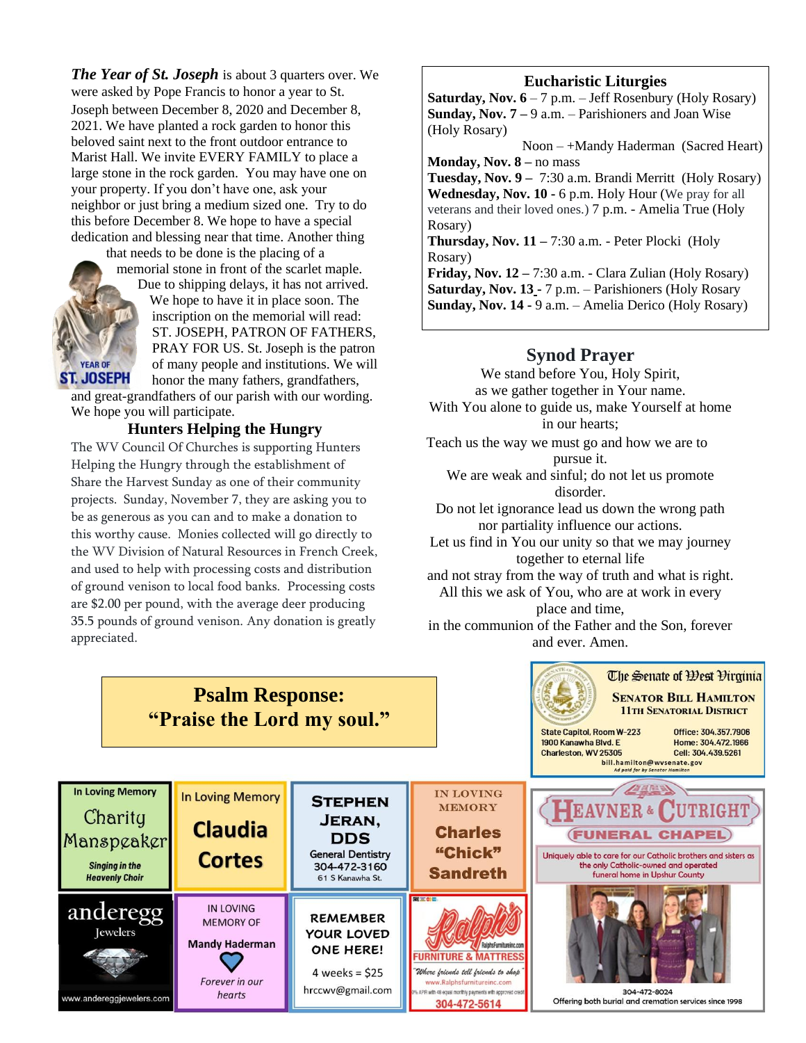***The Year of St. Joseph*** is about 3 quarters over. We were asked by Pope Francis to honor a year to St. Joseph between December 8, 2020 and December 8, 2021. We have planted a rock garden to honor this beloved saint next to the front outdoor entrance to Marist Hall. We invite EVERY FAMILY to place a large stone in the rock garden. You may have one on your property. If you don't have one, ask your neighbor or just bring a medium sized one. Try to do this before December 8. We hope to have a special dedication and blessing near that time. Another thing that needs to be done is the placing of a memorial stone in front of the scarlet maple. Due to shipping delays, it has not arrived. We hope to have it in place soon. The inscription on the memorial will read: ST. JOSEPH, PATRON OF FATHERS, PRAY FOR US. St. Joseph is the patron of many people and institutions. We will honor the many fathers, grandfathers, and great-grandfathers of our parish with our wording. We hope you will participate.

YEAR OF ST. JOSEPH

## Hunters Helping the Hungry

The WV Council Of Churches is supporting Hunters Helping the Hungry through the establishment of Share the Harvest Sunday as one of their community projects. Sunday, November 7, they are asking you to be as generous as you can and to make a donation to this worthy cause. Monies collected will go directly to the WV Division of Natural Resources in French Creek, and used to help with processing costs and distribution of ground venison to local food banks. Processing costs are $2.00 per pound, with the average deer producing 35.5 pounds of ground venison. Any donation is greatly appreciated.

## Eucharistic Liturgies

**Saturday, Nov. 6** – 7 p.m. – Jeff Rosenbury (Holy Rosary)
**Sunday, Nov. 7 –** 9 a.m. – Parishioners and Joan Wise (Holy Rosary)
Noon – +Mandy Haderman (Sacred Heart)
**Monday, Nov. 8 –** no mass
**Tuesday, Nov. 9 –** 7:30 a.m. Brandi Merritt (Holy Rosary)
**Wednesday, Nov. 10 -** 6 p.m. Holy Hour (We pray for all veterans and their loved ones.) 7 p.m. - Amelia True (Holy Rosary)
**Thursday, Nov. 11 –** 7:30 a.m. - Peter Plocki (Holy Rosary)
**Friday, Nov. 12 –** 7:30 a.m. - Clara Zulian (Holy Rosary)
**Saturday, Nov. 13 -** 7 p.m. – Parishioners (Holy Rosary
**Sunday, Nov. 14 -** 9 a.m. – Amelia Derico (Holy Rosary)

## Synod Prayer

We stand before You, Holy Spirit,
as we gather together in Your name.
With You alone to guide us, make Yourself at home in our hearts;
Teach us the way we must go and how we are to pursue it.
We are weak and sinful; do not let us promote disorder.
Do not let ignorance lead us down the wrong path nor partiality influence our actions.
Let us find in You our unity so that we may journey together to eternal life
and not stray from the way of truth and what is right.
All this we ask of You, who are at work in every place and time,
in the communion of the Father and the Son, forever and ever. Amen.

**Psalm Response:**
**"Praise the Lord my soul."**

The Senate of West Virginia
SENATOR BILL HAMILTON
11TH SENATORIAL DISTRICT
State Capitol, Room W-223
1900 Kanawha Blvd. E
Charleston, WV 25305
Office: 304.357.7906
Home: 304.472.1966
Cell: 304.439.5261
bill.hamilton@wvsenate.gov
Ad paid for by Senator Hamilton

In Loving Memory
Charity Manspeaker
Singing in the Heavenly Choir

In Loving Memory
Claudia Cortes

STEPHEN JERAN, DDS
General Dentistry
304-472-3160
61 S Kanawha St.

IN LOVING MEMORY
Charles "Chick" Sandreth

HEAVNER & CUTRIGHT FUNERAL CHAPEL
Uniquely able to care for our Catholic brothers and sisters as the only Catholic-owned and operated funeral home in Upshur County
304-472-8024
Offering both burial and cremation services since 1998

anderegg Jewelers
www.andereggjewelers.com

IN LOVING MEMORY OF
Mandy Haderman
Forever in our hearts

REMEMBER YOUR LOVED ONE HERE!
4 weeks = $25
hrccwv@gmail.com

Ralph's
FURNITURE & MATTRESS
"Where friends tell friends to shop"
www.Ralphsfurnitureinc.com
304-472-5614